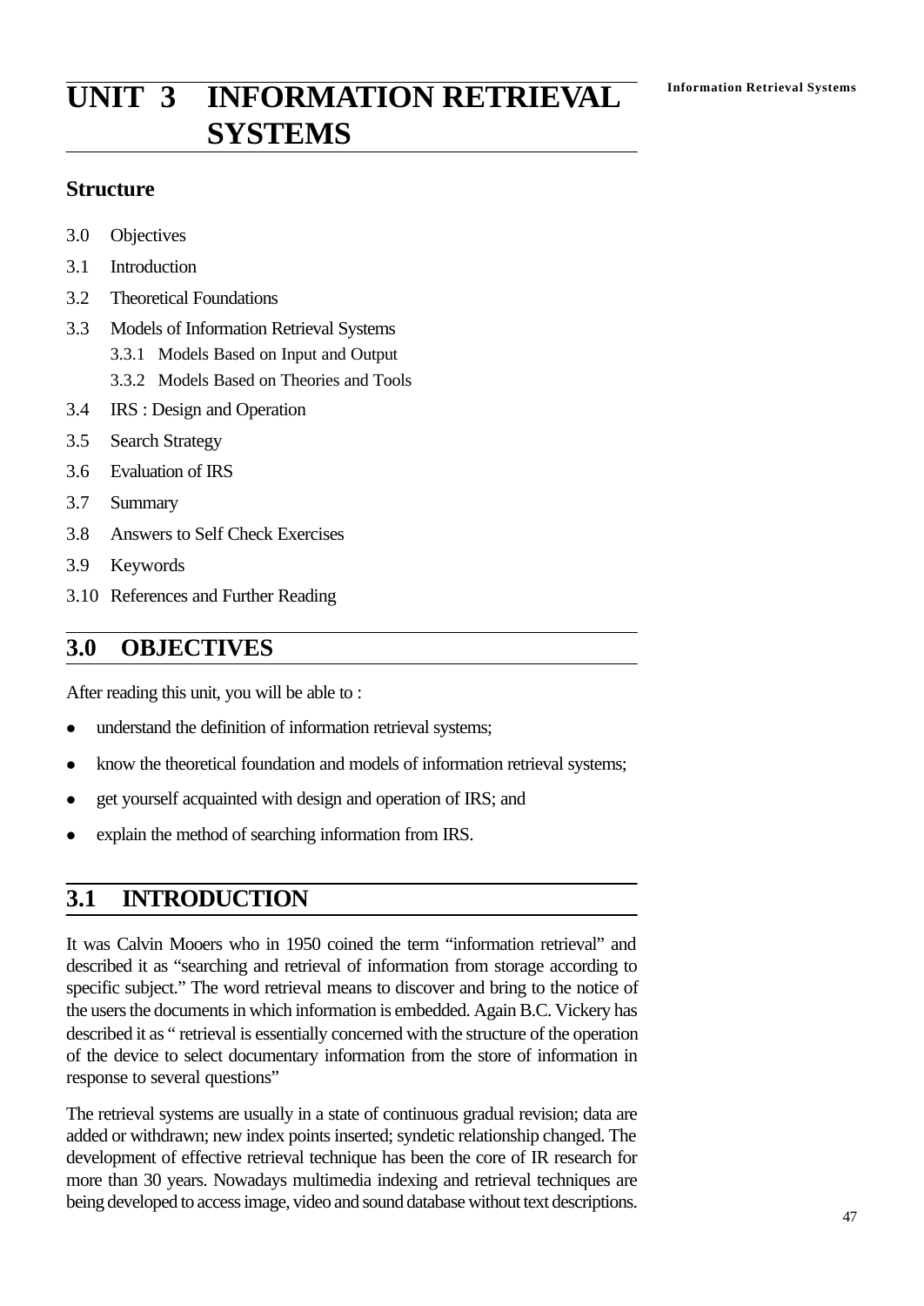# UNIT 3 INFORMATION RETRIEVAL SYSTEMS

## Structure

3.0 Objectives

3.1 Introduction

3.2 Theoretical Foundations

3.3 Models of Information Retrieval Systems

  3.3.1 Models Based on Input and Output

  3.3.2 Models Based on Theories and Tools

3.4 IRS : Design and Operation

3.5 Search Strategy

3.6 Evaluation of IRS

3.7 Summary

3.8 Answers to Self Check Exercises

3.9 Keywords

3.10 References and Further Reading

## 3.0 OBJECTIVES

After reading this unit, you will be able to :

- understand the definition of information retrieval systems;
- know the theoretical foundation and models of information retrieval systems;
- get yourself acquainted with design and operation of IRS; and
- explain the method of searching information from IRS.

## 3.1 INTRODUCTION

It was Calvin Mooers who in 1950 coined the term "information retrieval" and described it as "searching and retrieval of information from storage according to specific subject." The word retrieval means to discover and bring to the notice of the users the documents in which information is embedded. Again B.C. Vickery has described it as " retrieval is essentially concerned with the structure of the operation of the device to select documentary information from the store of information in response to several questions"

The retrieval systems are usually in a state of continuous gradual revision; data are added or withdrawn; new index points inserted; syndetic relationship changed. The development of effective retrieval technique has been the core of IR research for more than 30 years. Nowadays multimedia indexing and retrieval techniques are being developed to access image, video and sound database without text descriptions.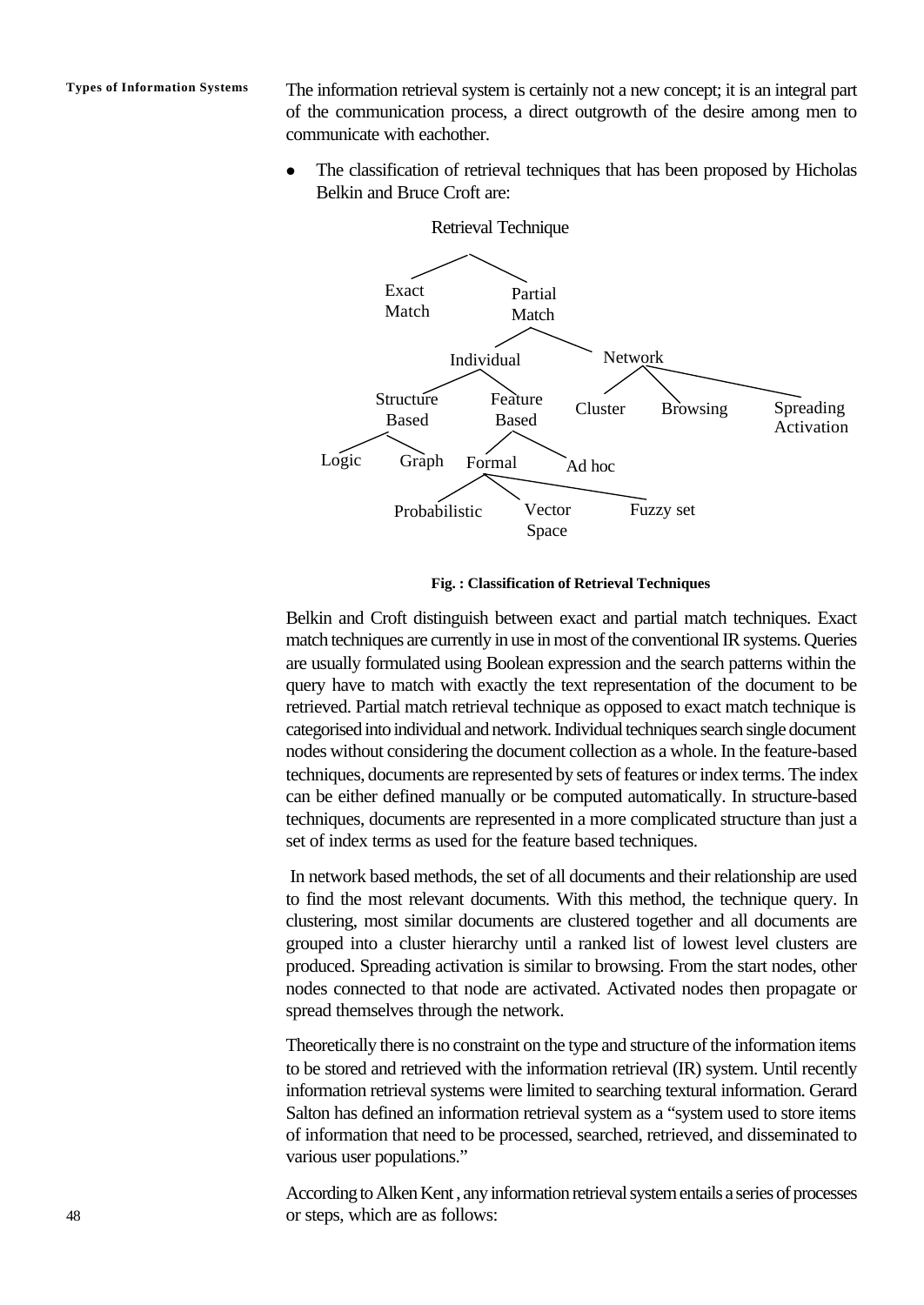The information retrieval system is certainly not a new concept; it is an integral part of the communication process, a direct outgrowth of the desire among men to communicate with eachother.

- The classification of retrieval techniques that has been proposed by Hicholas Belkin and Bruce Croft are:

```
Retrieval Technique
├── Exact Match
└── Partial Match
    ├── Individual
    │   ├── Structure Based
    │   │   ├── Logic
    │   │   └── Graph
    │   └── Feature Based
    │       ├── Formal
    │       │   ├── Probabilistic
    │       │   ├── Vector Space
    │       │   └── Fuzzy set
    │       └── Ad hoc
    └── Network
        ├── Cluster
        ├── Browsing
        └── Spreading Activation
```

**Fig. : Classification of Retrieval Techniques**

Belkin and Croft distinguish between exact and partial match techniques. Exact match techniques are currently in use in most of the conventional IR systems. Queries are usually formulated using Boolean expression and the search patterns within the query have to match with exactly the text representation of the document to be retrieved. Partial match retrieval technique as opposed to exact match technique is categorised into individual and network. Individual techniques search single document nodes without considering the document collection as a whole. In the feature-based techniques, documents are represented by sets of features or index terms. The index can be either defined manually or be computed automatically. In structure-based techniques, documents are represented in a more complicated structure than just a set of index terms as used for the feature based techniques.

In network based methods, the set of all documents and their relationship are used to find the most relevant documents. With this method, the technique query. In clustering, most similar documents are clustered together and all documents are grouped into a cluster hierarchy until a ranked list of lowest level clusters are produced. Spreading activation is similar to browsing. From the start nodes, other nodes connected to that node are activated. Activated nodes then propagate or spread themselves through the network.

Theoretically there is no constraint on the type and structure of the information items to be stored and retrieved with the information retrieval (IR) system. Until recently information retrieval systems were limited to searching textural information. Gerard Salton has defined an information retrieval system as a "system used to store items of information that need to be processed, searched, retrieved, and disseminated to various user populations."

According to Alken Kent , any information retrieval system entails a series of processes or steps, which are as follows: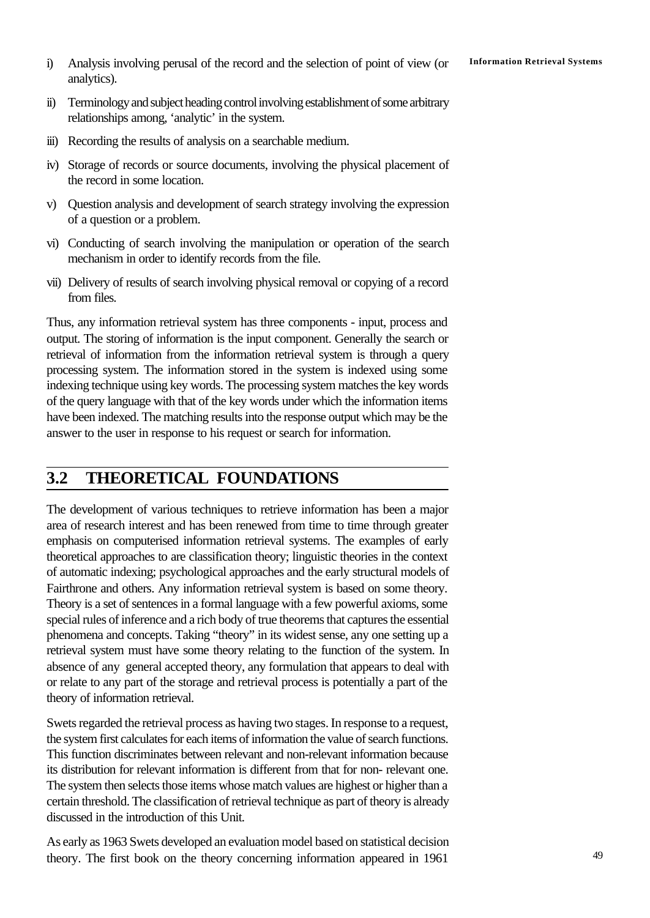i) Analysis involving perusal of the record and the selection of point of view (or analytics).

ii) Terminology and subject heading control involving establishment of some arbitrary relationships among, 'analytic' in the system.

iii) Recording the results of analysis on a searchable medium.

iv) Storage of records or source documents, involving the physical placement of the record in some location.

v) Question analysis and development of search strategy involving the expression of a question or a problem.

vi) Conducting of search involving the manipulation or operation of the search mechanism in order to identify records from the file.

vii) Delivery of results of search involving physical removal or copying of a record from files.

Thus, any information retrieval system has three components - input, process and output. The storing of information is the input component. Generally the search or retrieval of information from the information retrieval system is through a query processing system. The information stored in the system is indexed using some indexing technique using key words. The processing system matches the key words of the query language with that of the key words under which the information items have been indexed. The matching results into the response output which may be the answer to the user in response to his request or search for information.

## 3.2 THEORETICAL FOUNDATIONS

The development of various techniques to retrieve information has been a major area of research interest and has been renewed from time to time through greater emphasis on computerised information retrieval systems. The examples of early theoretical approaches to are classification theory; linguistic theories in the context of automatic indexing; psychological approaches and the early structural models of Fairthrone and others. Any information retrieval system is based on some theory. Theory is a set of sentences in a formal language with a few powerful axioms, some special rules of inference and a rich body of true theorems that captures the essential phenomena and concepts. Taking "theory" in its widest sense, any one setting up a retrieval system must have some theory relating to the function of the system. In absence of any general accepted theory, any formulation that appears to deal with or relate to any part of the storage and retrieval process is potentially a part of the theory of information retrieval.

Swets regarded the retrieval process as having two stages. In response to a request, the system first calculates for each items of information the value of search functions. This function discriminates between relevant and non-relevant information because its distribution for relevant information is different from that for non- relevant one. The system then selects those items whose match values are highest or higher than a certain threshold. The classification of retrieval technique as part of theory is already discussed in the introduction of this Unit.

As early as 1963 Swets developed an evaluation model based on statistical decision theory. The first book on the theory concerning information appeared in 1961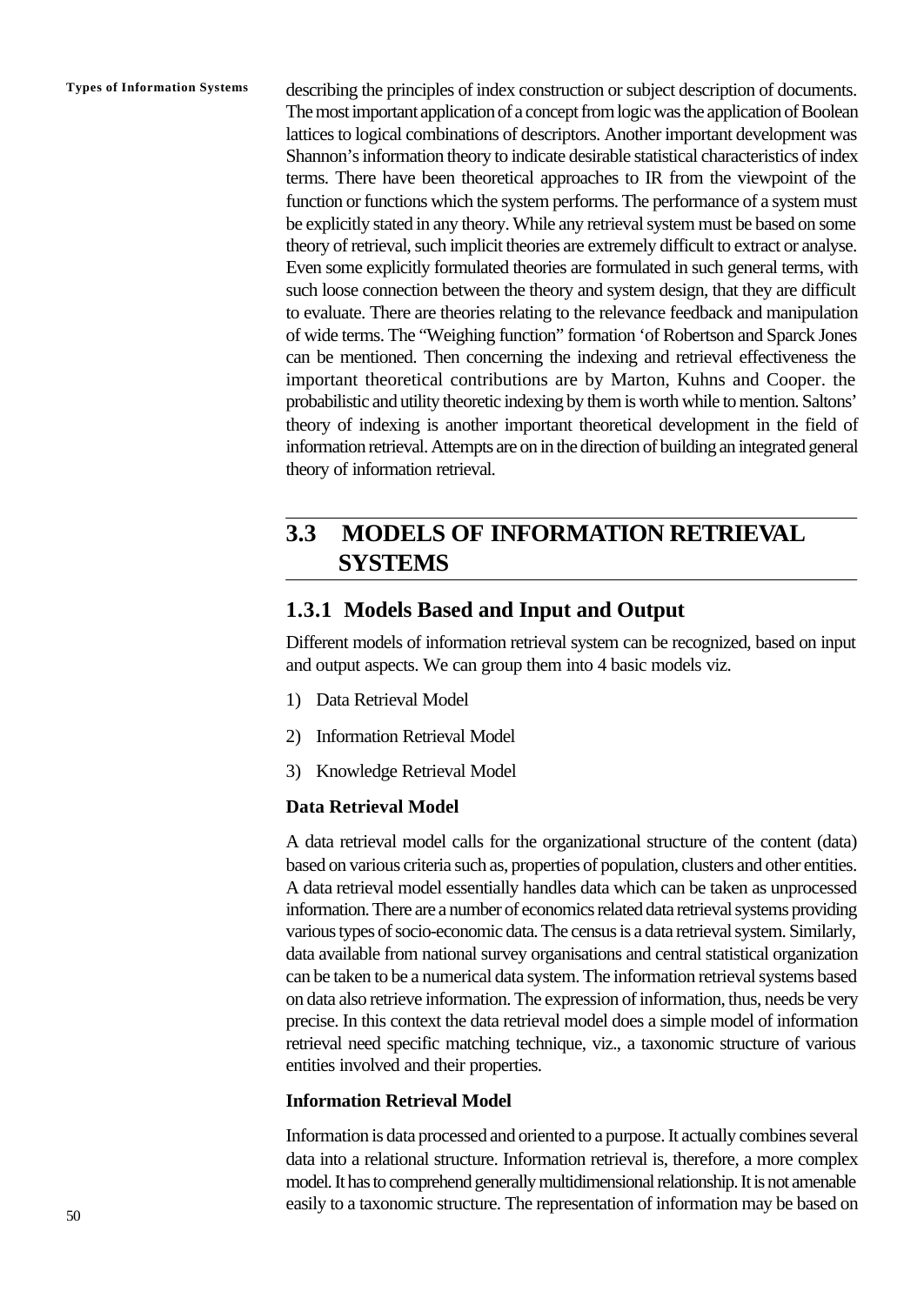describing the principles of index construction or subject description of documents. The most important application of a concept from logic was the application of Boolean lattices to logical combinations of descriptors. Another important development was Shannon's information theory to indicate desirable statistical characteristics of index terms. There have been theoretical approaches to IR from the viewpoint of the function or functions which the system performs. The performance of a system must be explicitly stated in any theory. While any retrieval system must be based on some theory of retrieval, such implicit theories are extremely difficult to extract or analyse. Even some explicitly formulated theories are formulated in such general terms, with such loose connection between the theory and system design, that they are difficult to evaluate. There are theories relating to the relevance feedback and manipulation of wide terms. The "Weighing function" formation 'of Robertson and Sparck Jones can be mentioned. Then concerning the indexing and retrieval effectiveness the important theoretical contributions are by Marton, Kuhns and Cooper. the probabilistic and utility theoretic indexing by them is worth while to mention. Saltons' theory of indexing is another important theoretical development in the field of information retrieval. Attempts are on in the direction of building an integrated general theory of information retrieval.

## 3.3 MODELS OF INFORMATION RETRIEVAL SYSTEMS

### 1.3.1 Models Based and Input and Output

Different models of information retrieval system can be recognized, based on input and output aspects. We can group them into 4 basic models viz.

1) Data Retrieval Model
2) Information Retrieval Model
3) Knowledge Retrieval Model

**Data Retrieval Model**

A data retrieval model calls for the organizational structure of the content (data) based on various criteria such as, properties of population, clusters and other entities. A data retrieval model essentially handles data which can be taken as unprocessed information. There are a number of economics related data retrieval systems providing various types of socio-economic data. The census is a data retrieval system. Similarly, data available from national survey organisations and central statistical organization can be taken to be a numerical data system. The information retrieval systems based on data also retrieve information. The expression of information, thus, needs be very precise. In this context the data retrieval model does a simple model of information retrieval need specific matching technique, viz., a taxonomic structure of various entities involved and their properties.

**Information Retrieval Model**

Information is data processed and oriented to a purpose. It actually combines several data into a relational structure. Information retrieval is, therefore, a more complex model. It has to comprehend generally multidimensional relationship. It is not amenable easily to a taxonomic structure. The representation of information may be based on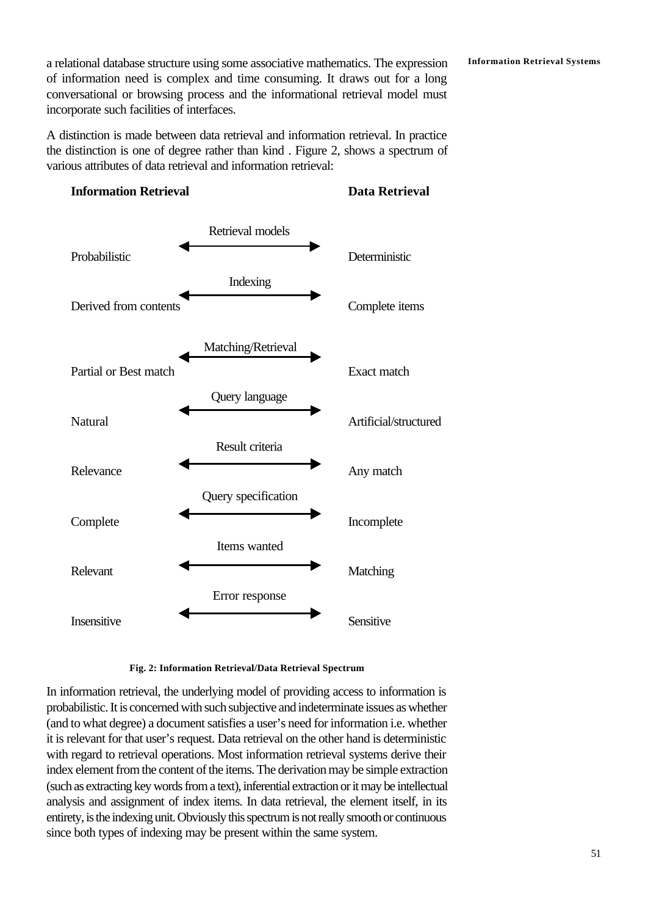a relational database structure using some associative mathematics. The expression of information need is complex and time consuming. It draws out for a long conversational or browsing process and the informational retrieval model must incorporate such facilities of interfaces.

A distinction is made between data retrieval and information retrieval. In practice the distinction is one of degree rather than kind . Figure 2, shows a spectrum of various attributes of data retrieval and information retrieval:

| Information Retrieval | | Data Retrieval |
|---|---|---|
| Probabilistic | ← Retrieval models → | Deterministic |
| Derived from contents | ← Indexing → | Complete items |
| Partial or Best match | ← Matching/Retrieval → | Exact match |
| Natural | ← Query language → | Artificial/structured |
| Relevance | ← Result criteria → | Any match |
| Complete | ← Query specification → | Incomplete |
| Relevant | ← Items wanted → | Matching |
| Insensitive | ← Error response → | Sensitive |

**Fig. 2: Information Retrieval/Data Retrieval Spectrum**

In information retrieval, the underlying model of providing access to information is probabilistic. It is concerned with such subjective and indeterminate issues as whether (and to what degree) a document satisfies a user's need for information i.e. whether it is relevant for that user's request. Data retrieval on the other hand is deterministic with regard to retrieval operations. Most information retrieval systems derive their index element from the content of the items. The derivation may be simple extraction (such as extracting key words from a text), inferential extraction or it may be intellectual analysis and assignment of index items. In data retrieval, the element itself, in its entirety, is the indexing unit. Obviously this spectrum is not really smooth or continuous since both types of indexing may be present within the same system.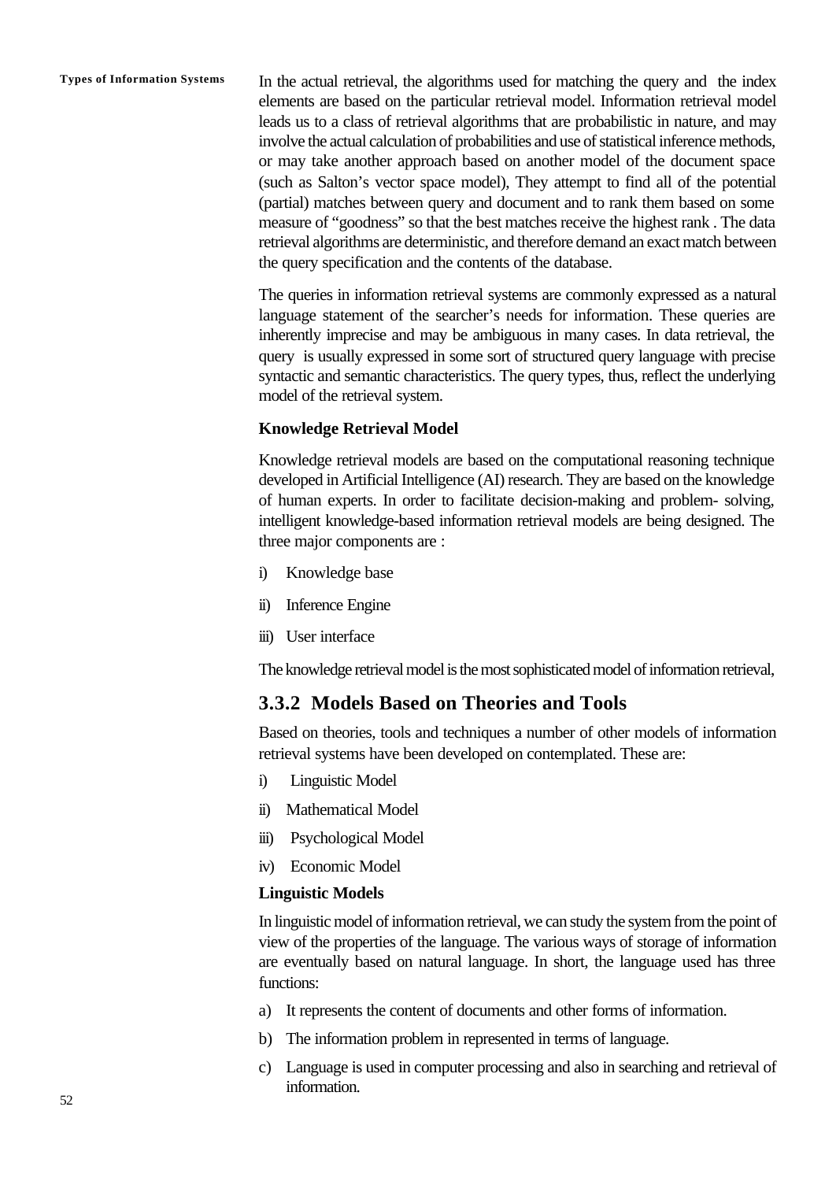In the actual retrieval, the algorithms used for matching the query and the index elements are based on the particular retrieval model. Information retrieval model leads us to a class of retrieval algorithms that are probabilistic in nature, and may involve the actual calculation of probabilities and use of statistical inference methods, or may take another approach based on another model of the document space (such as Salton's vector space model), They attempt to find all of the potential (partial) matches between query and document and to rank them based on some measure of "goodness" so that the best matches receive the highest rank . The data retrieval algorithms are deterministic, and therefore demand an exact match between the query specification and the contents of the database.

The queries in information retrieval systems are commonly expressed as a natural language statement of the searcher's needs for information. These queries are inherently imprecise and may be ambiguous in many cases. In data retrieval, the query is usually expressed in some sort of structured query language with precise syntactic and semantic characteristics. The query types, thus, reflect the underlying model of the retrieval system.

**Knowledge Retrieval Model**

Knowledge retrieval models are based on the computational reasoning technique developed in Artificial Intelligence (AI) research. They are based on the knowledge of human experts. In order to facilitate decision-making and problem- solving, intelligent knowledge-based information retrieval models are being designed. The three major components are :

i) Knowledge base

ii) Inference Engine

iii) User interface

The knowledge retrieval model is the most sophisticated model of information retrieval,

## 3.3.2 Models Based on Theories and Tools

Based on theories, tools and techniques a number of other models of information retrieval systems have been developed on contemplated. These are:

i) Linguistic Model

ii) Mathematical Model

iii) Psychological Model

iv) Economic Model

**Linguistic Models**

In linguistic model of information retrieval, we can study the system from the point of view of the properties of the language. The various ways of storage of information are eventually based on natural language. In short, the language used has three functions:

a) It represents the content of documents and other forms of information.

b) The information problem in represented in terms of language.

c) Language is used in computer processing and also in searching and retrieval of information.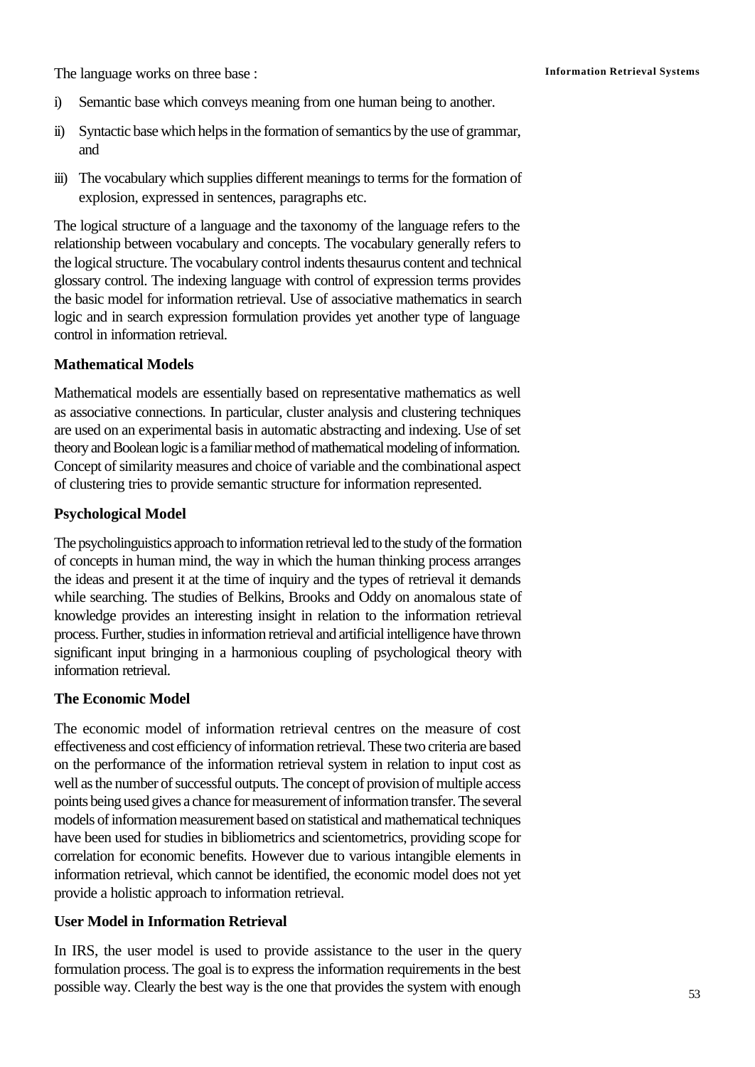The language works on three base :

i) Semantic base which conveys meaning from one human being to another.

ii) Syntactic base which helps in the formation of semantics by the use of grammar, and

iii) The vocabulary which supplies different meanings to terms for the formation of explosion, expressed in sentences, paragraphs etc.

The logical structure of a language and the taxonomy of the language refers to the relationship between vocabulary and concepts. The vocabulary generally refers to the logical structure. The vocabulary control indents thesaurus content and technical glossary control. The indexing language with control of expression terms provides the basic model for information retrieval. Use of associative mathematics in search logic and in search expression formulation provides yet another type of language control in information retrieval.

**Mathematical Models**

Mathematical models are essentially based on representative mathematics as well as associative connections. In particular, cluster analysis and clustering techniques are used on an experimental basis in automatic abstracting and indexing. Use of set theory and Boolean logic is a familiar method of mathematical modeling of information. Concept of similarity measures and choice of variable and the combinational aspect of clustering tries to provide semantic structure for information represented.

**Psychological Model**

The psycholinguistics approach to information retrieval led to the study of the formation of concepts in human mind, the way in which the human thinking process arranges the ideas and present it at the time of inquiry and the types of retrieval it demands while searching. The studies of Belkins, Brooks and Oddy on anomalous state of knowledge provides an interesting insight in relation to the information retrieval process. Further, studies in information retrieval and artificial intelligence have thrown significant input bringing in a harmonious coupling of psychological theory with information retrieval.

**The Economic Model**

The economic model of information retrieval centres on the measure of cost effectiveness and cost efficiency of information retrieval. These two criteria are based on the performance of the information retrieval system in relation to input cost as well as the number of successful outputs. The concept of provision of multiple access points being used gives a chance for measurement of information transfer. The several models of information measurement based on statistical and mathematical techniques have been used for studies in bibliometrics and scientometrics, providing scope for correlation for economic benefits. However due to various intangible elements in information retrieval, which cannot be identified, the economic model does not yet provide a holistic approach to information retrieval.

**User Model in Information Retrieval**

In IRS, the user model is used to provide assistance to the user in the query formulation process. The goal is to express the information requirements in the best possible way. Clearly the best way is the one that provides the system with enough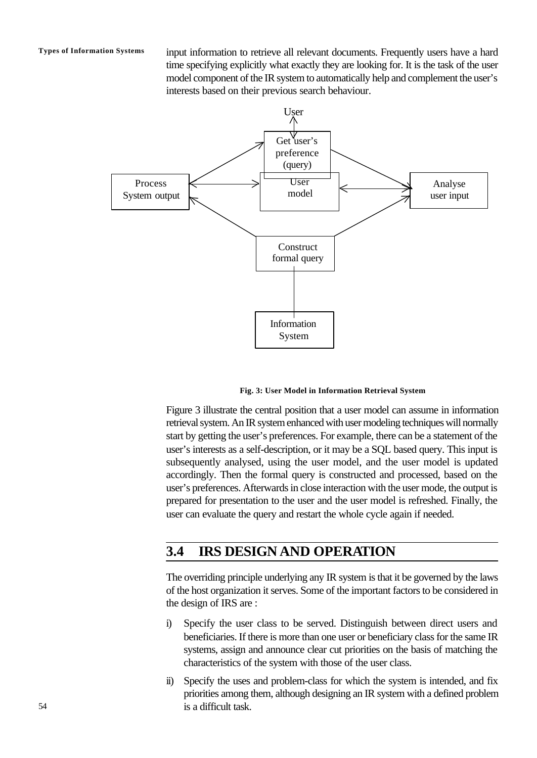input information to retrieve all relevant documents. Frequently users have a hard time specifying explicitly what exactly they are looking for. It is the task of the user model component of the IR system to automatically help and complement the user's interests based on their previous search behaviour.

Fig. 3: User Model in Information Retrieval System

Figure 3 illustrate the central position that a user model can assume in information retrieval system. An IR system enhanced with user modeling techniques will normally start by getting the user's preferences. For example, there can be a statement of the user's interests as a self-description, or it may be a SQL based query. This input is subsequently analysed, using the user model, and the user model is updated accordingly. Then the formal query is constructed and processed, based on the user's preferences. Afterwards in close interaction with the user mode, the output is prepared for presentation to the user and the user model is refreshed. Finally, the user can evaluate the query and restart the whole cycle again if needed.

## 3.4 IRS DESIGN AND OPERATION

The overriding principle underlying any IR system is that it be governed by the laws of the host organization it serves. Some of the important factors to be considered in the design of IRS are :

i) Specify the user class to be served. Distinguish between direct users and beneficiaries. If there is more than one user or beneficiary class for the same IR systems, assign and announce clear cut priorities on the basis of matching the characteristics of the system with those of the user class.

ii) Specify the uses and problem-class for which the system is intended, and fix priorities among them, although designing an IR system with a defined problem is a difficult task.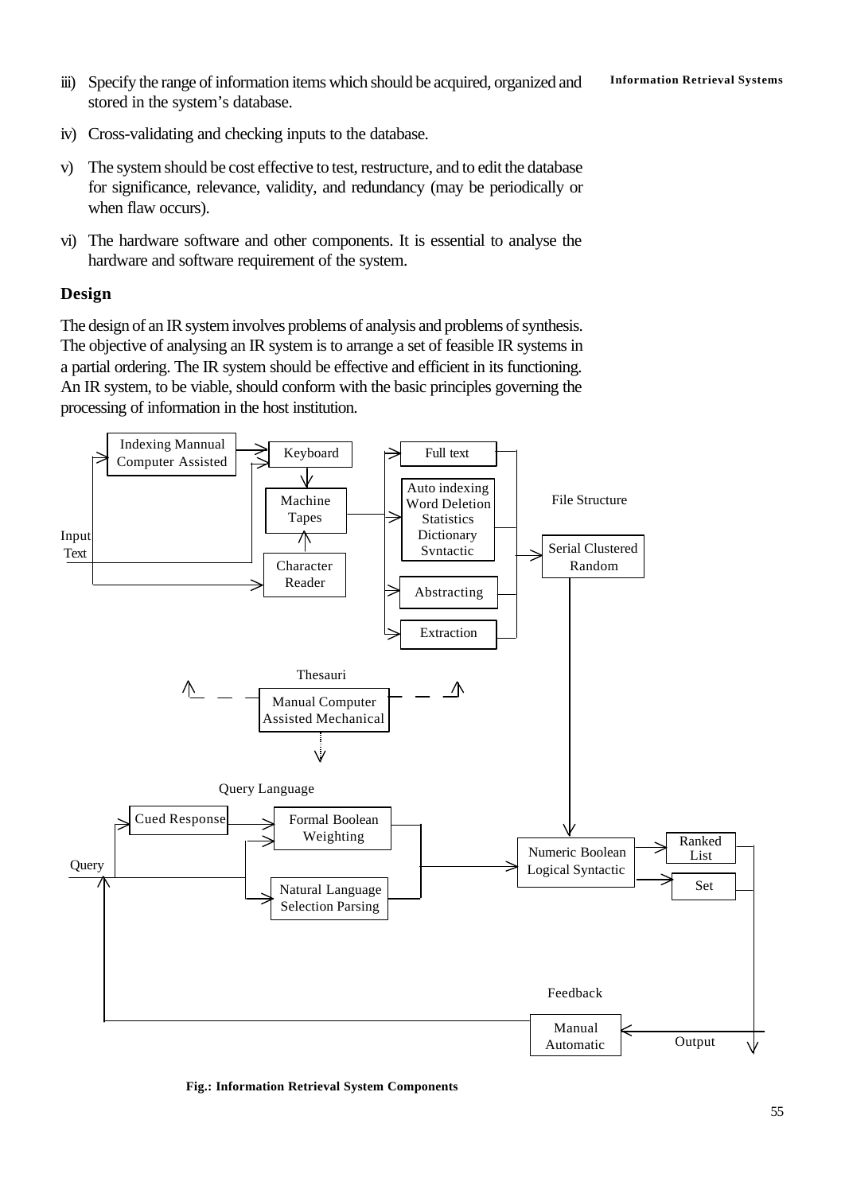iii) Specify the range of information items which should be acquired, organized and stored in the system's database.

iv) Cross-validating and checking inputs to the database.

v) The system should be cost effective to test, restructure, and to edit the database for significance, relevance, validity, and redundancy (may be periodically or when flaw occurs).

vi) The hardware software and other components. It is essential to analyse the hardware and software requirement of the system.

### Design

The design of an IR system involves problems of analysis and problems of synthesis. The objective of analysing an IR system is to arrange a set of feasible IR systems in a partial ordering. The IR system should be effective and efficient in its functioning. An IR system, to be viable, should conform with the basic principles governing the processing of information in the host institution.

Indexing Mannual Computer Assisted

Keyboard

Machine Tapes

Character Reader

Input Text

Full text

Auto indexing Word Deletion Statistics Dictionary Svntactic

Abstracting

Extraction

File Structure

Serial Clustered Random

Thesauri

Manual Computer Assisted Mechanical

Query Language

Cued Response

Formal Boolean Weighting

Natural Language Selection Parsing

Query

Numeric Boolean Logical Syntactic

Ranked List

Set

Feedback

Manual Automatic

Output

**Fig.: Information Retrieval System Components**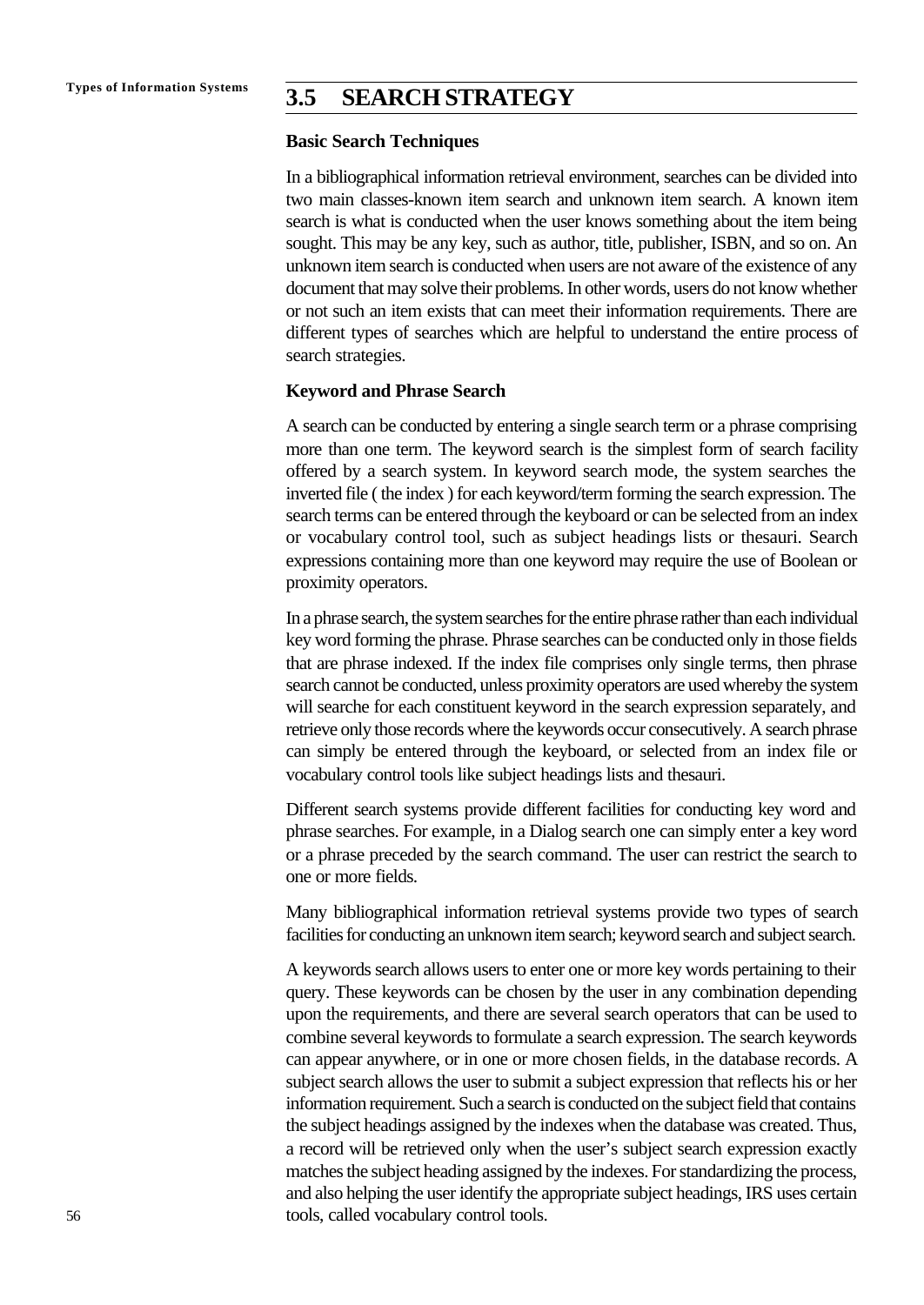## 3.5 SEARCH STRATEGY

**Basic Search Techniques**

In a bibliographical information retrieval environment, searches can be divided into two main classes-known item search and unknown item search. A known item search is what is conducted when the user knows something about the item being sought. This may be any key, such as author, title, publisher, ISBN, and so on. An unknown item search is conducted when users are not aware of the existence of any document that may solve their problems. In other words, users do not know whether or not such an item exists that can meet their information requirements. There are different types of searches which are helpful to understand the entire process of search strategies.

**Keyword and Phrase Search**

A search can be conducted by entering a single search term or a phrase comprising more than one term. The keyword search is the simplest form of search facility offered by a search system. In keyword search mode, the system searches the inverted file ( the index ) for each keyword/term forming the search expression. The search terms can be entered through the keyboard or can be selected from an index or vocabulary control tool, such as subject headings lists or thesauri. Search expressions containing more than one keyword may require the use of Boolean or proximity operators.

In a phrase search, the system searches for the entire phrase rather than each individual key word forming the phrase. Phrase searches can be conducted only in those fields that are phrase indexed. If the index file comprises only single terms, then phrase search cannot be conducted, unless proximity operators are used whereby the system will searche for each constituent keyword in the search expression separately, and retrieve only those records where the keywords occur consecutively. A search phrase can simply be entered through the keyboard, or selected from an index file or vocabulary control tools like subject headings lists and thesauri.

Different search systems provide different facilities for conducting key word and phrase searches. For example, in a Dialog search one can simply enter a key word or a phrase preceded by the search command. The user can restrict the search to one or more fields.

Many bibliographical information retrieval systems provide two types of search facilities for conducting an unknown item search; keyword search and subject search.

A keywords search allows users to enter one or more key words pertaining to their query. These keywords can be chosen by the user in any combination depending upon the requirements, and there are several search operators that can be used to combine several keywords to formulate a search expression. The search keywords can appear anywhere, or in one or more chosen fields, in the database records. A subject search allows the user to submit a subject expression that reflects his or her information requirement. Such a search is conducted on the subject field that contains the subject headings assigned by the indexes when the database was created. Thus, a record will be retrieved only when the user's subject search expression exactly matches the subject heading assigned by the indexes. For standardizing the process, and also helping the user identify the appropriate subject headings, IRS uses certain tools, called vocabulary control tools.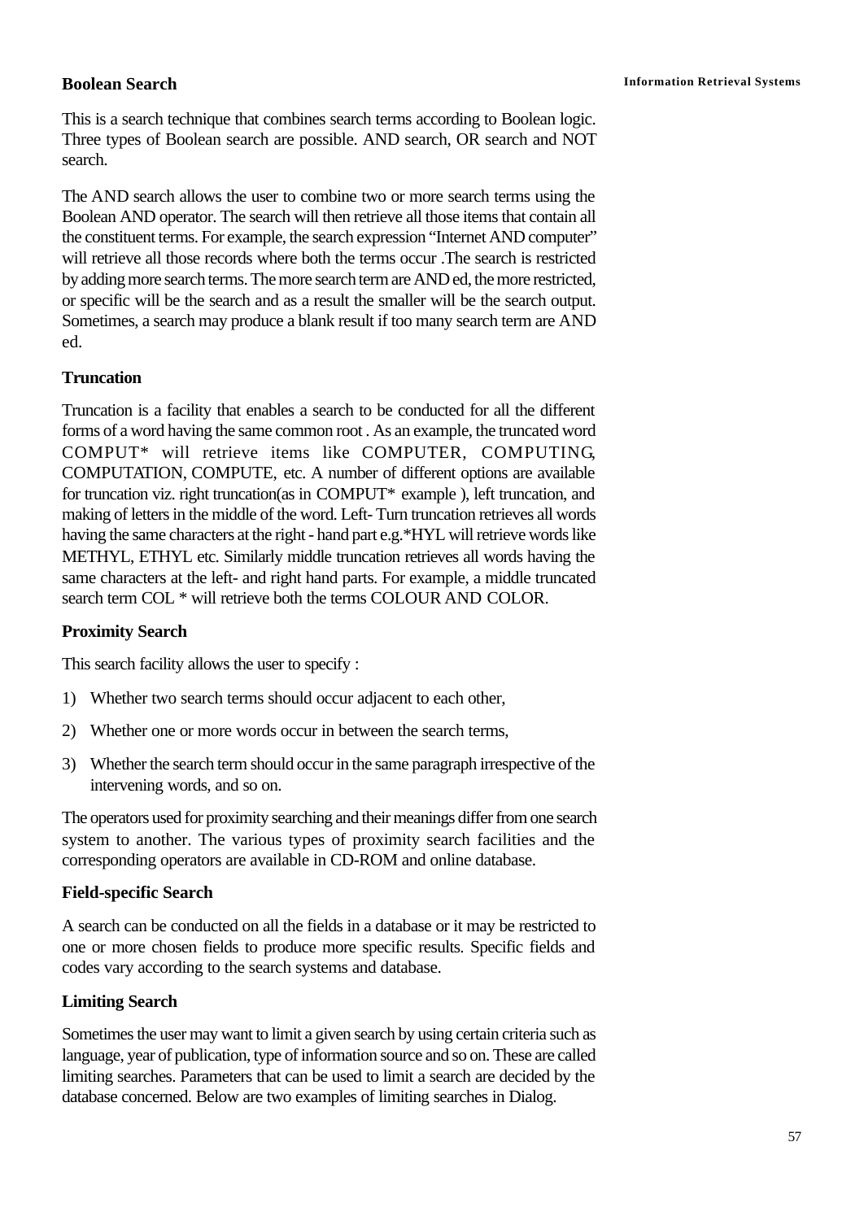## Boolean Search

This is a search technique that combines search terms according to Boolean logic. Three types of Boolean search are possible. AND search, OR search and NOT search.

The AND search allows the user to combine two or more search terms using the Boolean AND operator. The search will then retrieve all those items that contain all the constituent terms. For example, the search expression “Internet AND computer” will retrieve all those records where both the terms occur .The search is restricted by adding more search terms. The more search term are AND ed, the more restricted, or specific will be the search and as a result the smaller will be the search output. Sometimes, a search may produce a blank result if too many search term are AND ed.

## Truncation

Truncation is a facility that enables a search to be conducted for all the different forms of a word having the same common root . As an example, the truncated word COMPUT* will retrieve items like COMPUTER, COMPUTING, COMPUTATION, COMPUTE, etc. A number of different options are available for truncation viz. right truncation(as in COMPUT* example ), left truncation, and making of letters in the middle of the word. Left- Turn truncation retrieves all words having the same characters at the right - hand part e.g.*HYL will retrieve words like METHYL, ETHYL etc. Similarly middle truncation retrieves all words having the same characters at the left- and right hand parts. For example, a middle truncated search term COL * will retrieve both the terms COLOUR AND COLOR.

## Proximity Search

This search facility allows the user to specify :

1) Whether two search terms should occur adjacent to each other,
2) Whether one or more words occur in between the search terms,
3) Whether the search term should occur in the same paragraph irrespective of the intervening words, and so on.

The operators used for proximity searching and their meanings differ from one search system to another. The various types of proximity search facilities and the corresponding operators are available in CD-ROM and online database.

## Field-specific Search

A search can be conducted on all the fields in a database or it may be restricted to one or more chosen fields to produce more specific results. Specific fields and codes vary according to the search systems and database.

## Limiting Search

Sometimes the user may want to limit a given search by using certain criteria such as language, year of publication, type of information source and so on. These are called limiting searches. Parameters that can be used to limit a search are decided by the database concerned. Below are two examples of limiting searches in Dialog.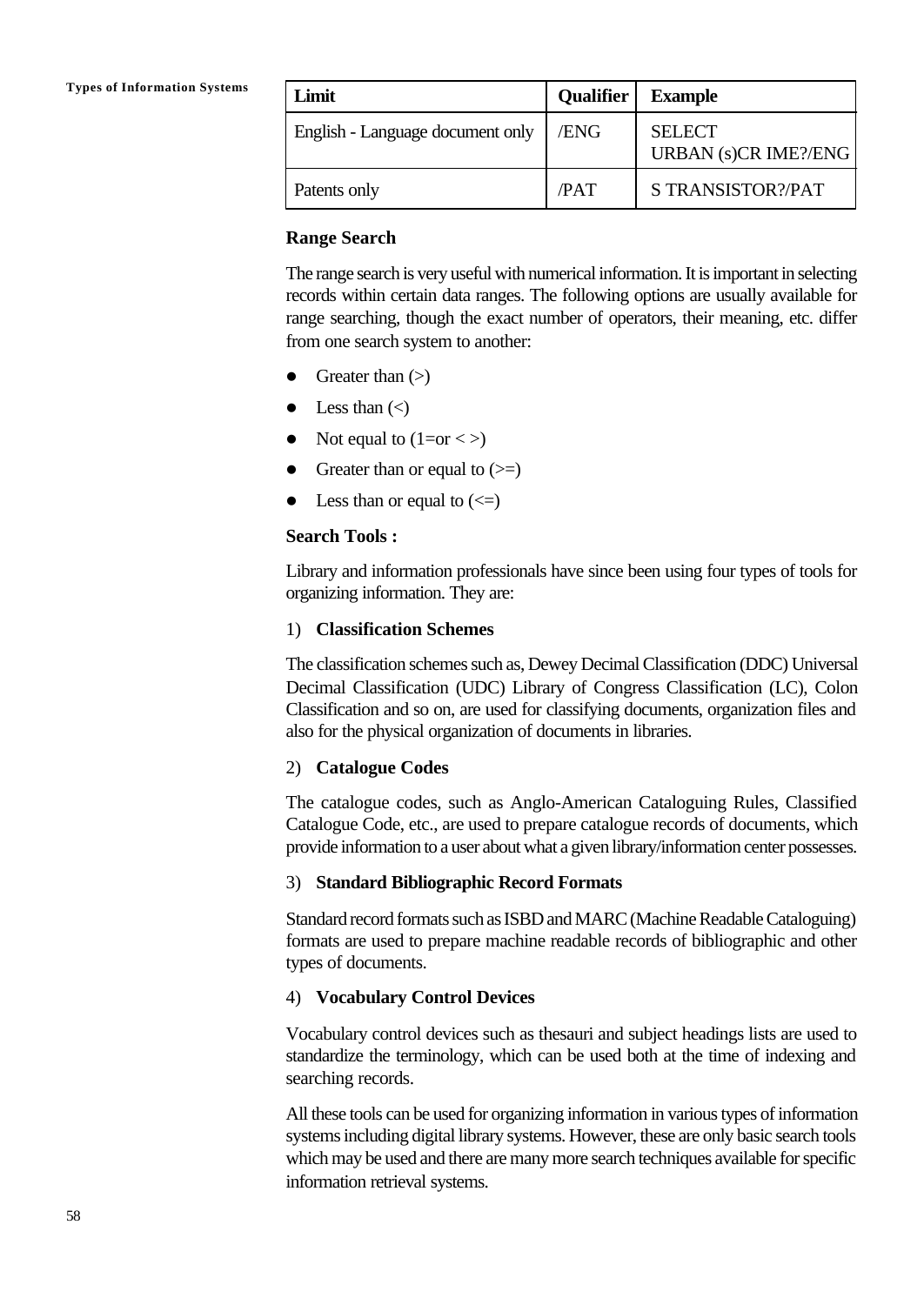| Limit | Qualifier | Example |
|---|---|---|
| English - Language document only | /ENG | SELECT URBAN (s)CR IME?/ENG |
| Patents only | /PAT | S TRANSISTOR?/PAT |

**Range Search**

The range search is very useful with numerical information. It is important in selecting records within certain data ranges. The following options are usually available for range searching, though the exact number of operators, their meaning, etc. differ from one search system to another:

- Greater than (>)
- Less than (<)
- Not equal to (1=or < >)
- Greater than or equal to (>=)
- Less than or equal to (<=)

**Search Tools :**

Library and information professionals have since been using four types of tools for organizing information. They are:

1) **Classification Schemes**

The classification schemes such as, Dewey Decimal Classification (DDC) Universal Decimal Classification (UDC) Library of Congress Classification (LC), Colon Classification and so on, are used for classifying documents, organization files and also for the physical organization of documents in libraries.

2) **Catalogue Codes**

The catalogue codes, such as Anglo-American Cataloguing Rules, Classified Catalogue Code, etc., are used to prepare catalogue records of documents, which provide information to a user about what a given library/information center possesses.

3) **Standard Bibliographic Record Formats**

Standard record formats such as ISBD and MARC (Machine Readable Cataloguing) formats are used to prepare machine readable records of bibliographic and other types of documents.

4) **Vocabulary Control Devices**

Vocabulary control devices such as thesauri and subject headings lists are used to standardize the terminology, which can be used both at the time of indexing and searching records.

All these tools can be used for organizing information in various types of information systems including digital library systems. However, these are only basic search tools which may be used and there are many more search techniques available for specific information retrieval systems.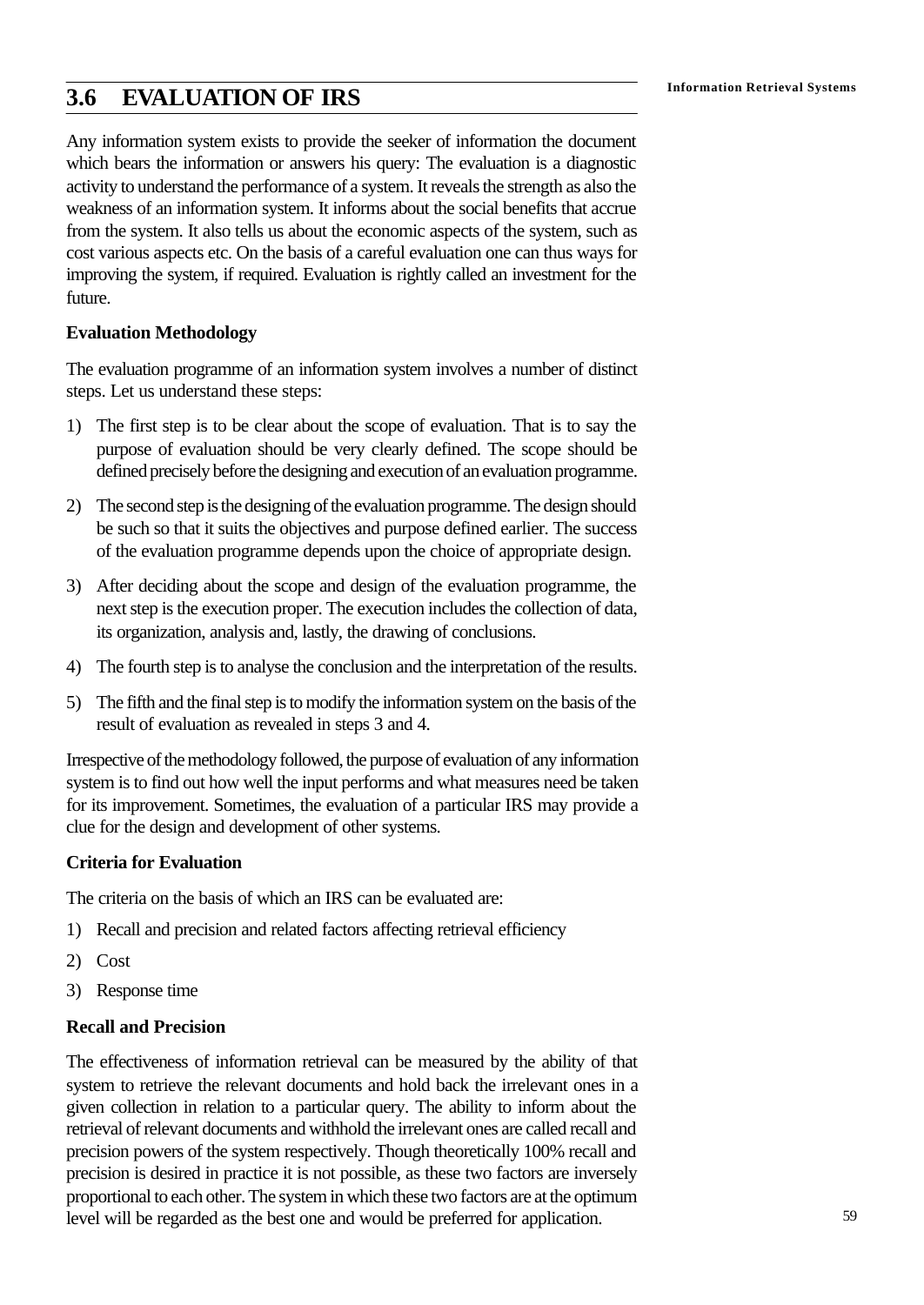## 3.6 EVALUATION OF IRS

Any information system exists to provide the seeker of information the document which bears the information or answers his query: The evaluation is a diagnostic activity to understand the performance of a system. It reveals the strength as also the weakness of an information system. It informs about the social benefits that accrue from the system. It also tells us about the economic aspects of the system, such as cost various aspects etc. On the basis of a careful evaluation one can thus ways for improving the system, if required. Evaluation is rightly called an investment for the future.

**Evaluation Methodology**

The evaluation programme of an information system involves a number of distinct steps. Let us understand these steps:

1) The first step is to be clear about the scope of evaluation. That is to say the purpose of evaluation should be very clearly defined. The scope should be defined precisely before the designing and execution of an evaluation programme.

2) The second step is the designing of the evaluation programme. The design should be such so that it suits the objectives and purpose defined earlier. The success of the evaluation programme depends upon the choice of appropriate design.

3) After deciding about the scope and design of the evaluation programme, the next step is the execution proper. The execution includes the collection of data, its organization, analysis and, lastly, the drawing of conclusions.

4) The fourth step is to analyse the conclusion and the interpretation of the results.

5) The fifth and the final step is to modify the information system on the basis of the result of evaluation as revealed in steps 3 and 4.

Irrespective of the methodology followed, the purpose of evaluation of any information system is to find out how well the input performs and what measures need be taken for its improvement. Sometimes, the evaluation of a particular IRS may provide a clue for the design and development of other systems.

**Criteria for Evaluation**

The criteria on the basis of which an IRS can be evaluated are:

1) Recall and precision and related factors affecting retrieval efficiency

2) Cost

3) Response time

**Recall and Precision**

The effectiveness of information retrieval can be measured by the ability of that system to retrieve the relevant documents and hold back the irrelevant ones in a given collection in relation to a particular query. The ability to inform about the retrieval of relevant documents and withhold the irrelevant ones are called recall and precision powers of the system respectively. Though theoretically 100% recall and precision is desired in practice it is not possible, as these two factors are inversely proportional to each other. The system in which these two factors are at the optimum level will be regarded as the best one and would be preferred for application.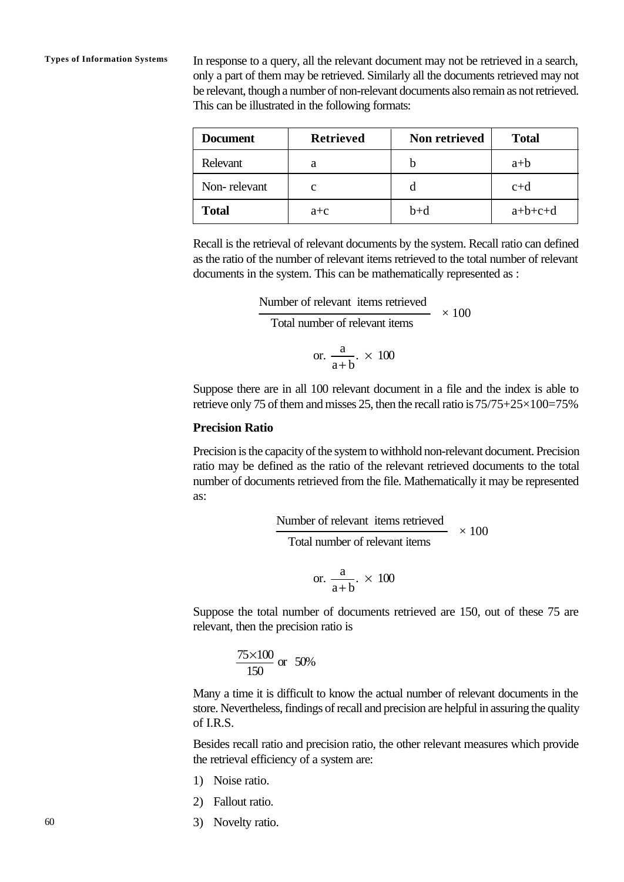In response to a query, all the relevant document may not be retrieved in a search, only a part of them may be retrieved. Similarly all the documents retrieved may not be relevant, though a number of non-relevant documents also remain as not retrieved. This can be illustrated in the following formats:

| Document | Retrieved | Non retrieved | Total |
|---|---|---|---|
| Relevant | a | b | a+b |
| Non- relevant | c | d | c+d |
| **Total** | a+c | b+d | a+b+c+d |

Recall is the retrieval of relevant documents by the system. Recall ratio can defined as the ratio of the number of relevant items retrieved to the total number of relevant documents in the system. This can be mathematically represented as :

$$\frac{\text{Number of relevant items retrieved}}{\text{Total number of relevant items}} \times 100$$

$$\text{or. } \frac{a}{a+b}. \times 100$$

Suppose there are in all 100 relevant document in a file and the index is able to retrieve only 75 of them and misses 25, then the recall ratio is 75/75+25×100=75%

**Precision Ratio**

Precision is the capacity of the system to withhold non-relevant document. Precision ratio may be defined as the ratio of the relevant retrieved documents to the total number of documents retrieved from the file. Mathematically it may be represented as:

$$\frac{\text{Number of relevant items retrieved}}{\text{Total number of relevant items}} \times 100$$

$$\text{or. } \frac{a}{a+b}. \times 100$$

Suppose the total number of documents retrieved are 150, out of these 75 are relevant, then the precision ratio is

$$\frac{75 \times 100}{150} \text{ or } 50\%$$

Many a time it is difficult to know the actual number of relevant documents in the store. Nevertheless, findings of recall and precision are helpful in assuring the quality of I.R.S.

Besides recall ratio and precision ratio, the other relevant measures which provide the retrieval efficiency of a system are:

1) Noise ratio.
2) Fallout ratio.
3) Novelty ratio.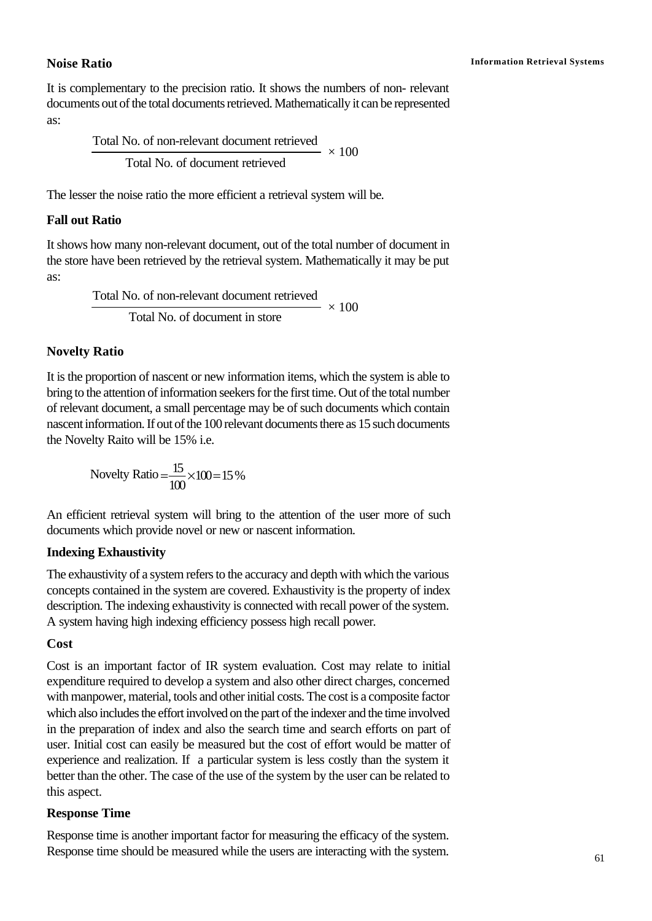### Noise Ratio

It is complementary to the precision ratio. It shows the numbers of non- relevant documents out of the total documents retrieved. Mathematically it can be represented as:

$$\frac{\text{Total No. of non-relevant document retrieved}}{\text{Total No. of document retrieved}} \times 100$$

The lesser the noise ratio the more efficient a retrieval system will be.

### Fall out Ratio

It shows how many non-relevant document, out of the total number of document in the store have been retrieved by the retrieval system. Mathematically it may be put as:

$$\frac{\text{Total No. of non-relevant document retrieved}}{\text{Total No. of document in store}} \times 100$$

### Novelty Ratio

It is the proportion of nascent or new information items, which the system is able to bring to the attention of information seekers for the first time. Out of the total number of relevant document, a small percentage may be of such documents which contain nascent information. If out of the 100 relevant documents there as 15 such documents the Novelty Raito will be 15% i.e.

$$\text{Novelty Ratio} = \frac{15}{100} \times 100 = 15\,\%$$

An efficient retrieval system will bring to the attention of the user more of such documents which provide novel or new or nascent information.

### Indexing Exhaustivity

The exhaustivity of a system refers to the accuracy and depth with which the various concepts contained in the system are covered. Exhaustivity is the property of index description. The indexing exhaustivity is connected with recall power of the system. A system having high indexing efficiency possess high recall power.

### Cost

Cost is an important factor of IR system evaluation. Cost may relate to initial expenditure required to develop a system and also other direct charges, concerned with manpower, material, tools and other initial costs. The cost is a composite factor which also includes the effort involved on the part of the indexer and the time involved in the preparation of index and also the search time and search efforts on part of user. Initial cost can easily be measured but the cost of effort would be matter of experience and realization. If a particular system is less costly than the system it better than the other. The case of the use of the system by the user can be related to this aspect.

### Response Time

Response time is another important factor for measuring the efficacy of the system. Response time should be measured while the users are interacting with the system.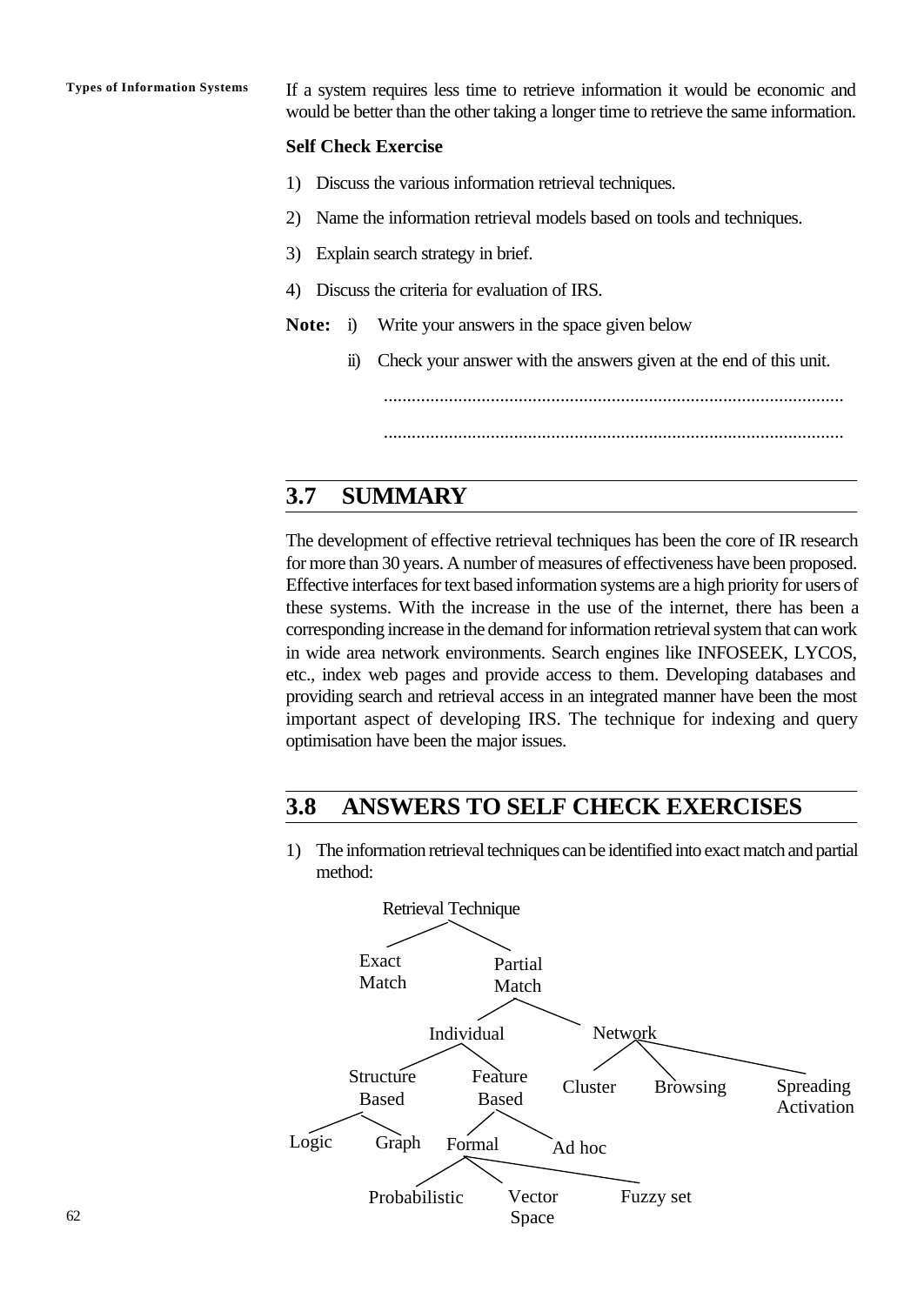If a system requires less time to retrieve information it would be economic and would be better than the other taking a longer time to retrieve the same information.

**Self Check Exercise**

1) Discuss the various information retrieval techniques.
2) Name the information retrieval models based on tools and techniques.
3) Explain search strategy in brief.
4) Discuss the criteria for evaluation of IRS.

**Note:** i) Write your answers in the space given below

ii) Check your answer with the answers given at the end of this unit.

...................................................................................................

...................................................................................................

## 3.7 SUMMARY

The development of effective retrieval techniques has been the core of IR research for more than 30 years. A number of measures of effectiveness have been proposed. Effective interfaces for text based information systems are a high priority for users of these systems. With the increase in the use of the internet, there has been a corresponding increase in the demand for information retrieval system that can work in wide area network environments. Search engines like INFOSEEK, LYCOS, etc., index web pages and provide access to them. Developing databases and providing search and retrieval access in an integrated manner have been the most important aspect of developing IRS. The technique for indexing and query optimisation have been the major issues.

## 3.8 ANSWERS TO SELF CHECK EXERCISES

1) The information retrieval techniques can be identified into exact match and partial method:

```
Retrieval Technique
├── Exact Match
└── Partial Match
    ├── Individual
    │   ├── Structure Based
    │   │   ├── Logic
    │   │   └── Graph
    │   └── Feature Based
    │       ├── Formal
    │       │   ├── Probabilistic
    │       │   ├── Vector Space
    │       │   └── Fuzzy set
    │       └── Ad hoc
    └── Network
        ├── Cluster
        ├── Browsing
        └── Spreading Activation
```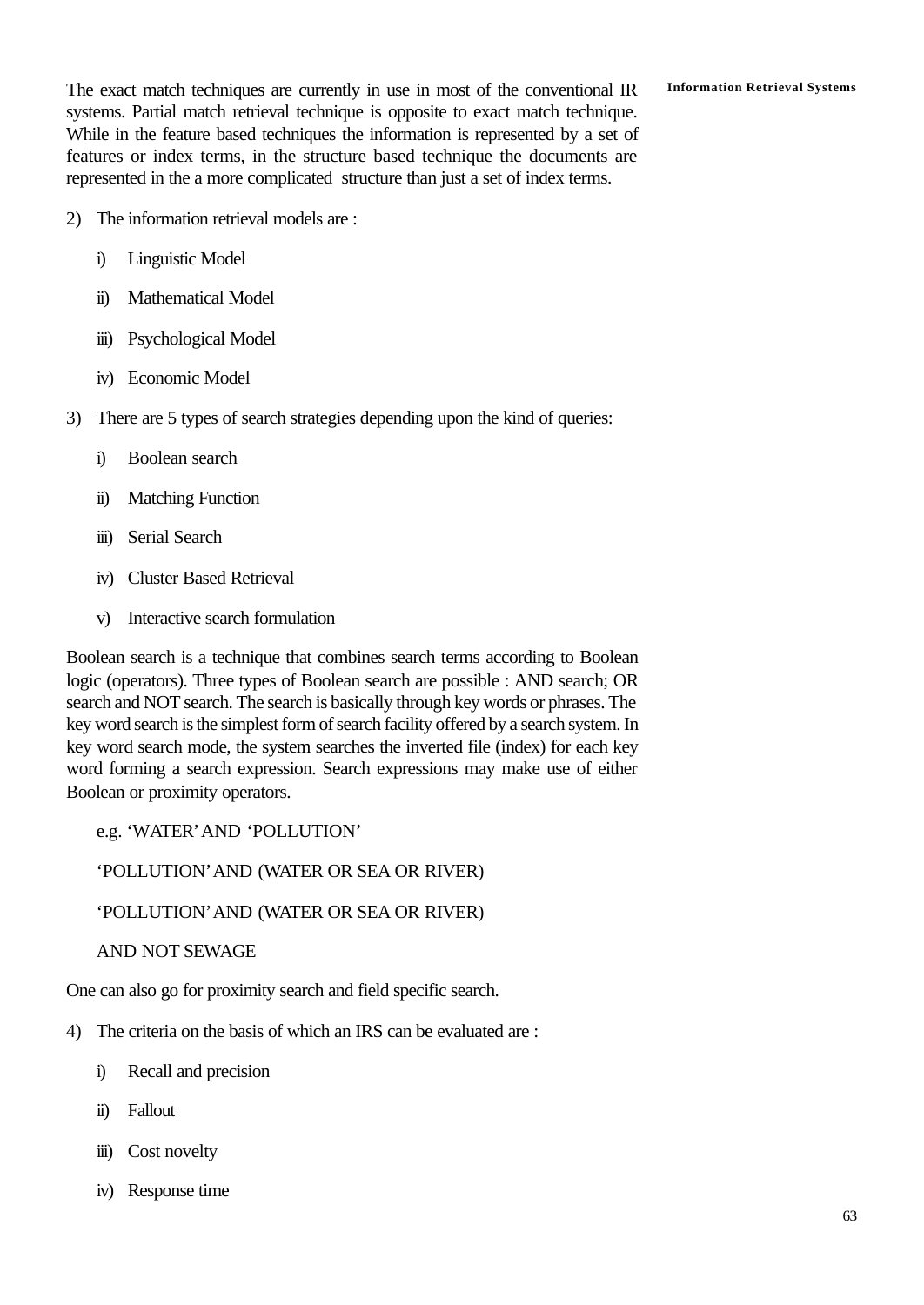The exact match techniques are currently in use in most of the conventional IR systems. Partial match retrieval technique is opposite to exact match technique. While in the feature based techniques the information is represented by a set of features or index terms, in the structure based technique the documents are represented in the a more complicated structure than just a set of index terms.

2) The information retrieval models are :

    i) Linguistic Model

    ii) Mathematical Model

    iii) Psychological Model

    iv) Economic Model

3) There are 5 types of search strategies depending upon the kind of queries:

    i) Boolean search

    ii) Matching Function

    iii) Serial Search

    iv) Cluster Based Retrieval

    v) Interactive search formulation

Boolean search is a technique that combines search terms according to Boolean logic (operators). Three types of Boolean search are possible : AND search; OR search and NOT search. The search is basically through key words or phrases. The key word search is the simplest form of search facility offered by a search system. In key word search mode, the system searches the inverted file (index) for each key word forming a search expression. Search expressions may make use of either Boolean or proximity operators.

e.g. 'WATER' AND 'POLLUTION'

'POLLUTION' AND (WATER OR SEA OR RIVER)

'POLLUTION' AND (WATER OR SEA OR RIVER)

AND NOT SEWAGE

One can also go for proximity search and field specific search.

4) The criteria on the basis of which an IRS can be evaluated are :

    i) Recall and precision

    ii) Fallout

    iii) Cost novelty

    iv) Response time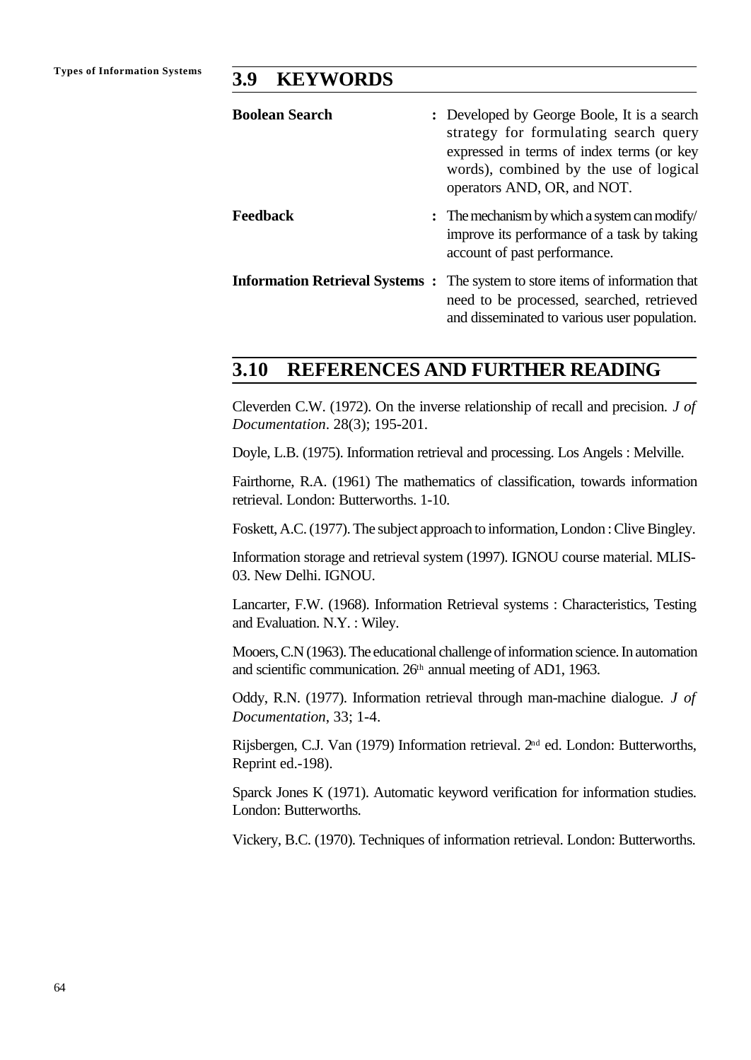## 3.9 KEYWORDS

**Boolean Search** : Developed by George Boole, It is a search strategy for formulating search query expressed in terms of index terms (or key words), combined by the use of logical operators AND, OR, and NOT.

**Feedback** : The mechanism by which a system can modify/ improve its performance of a task by taking account of past performance.

**Information Retrieval Systems** : The system to store items of information that need to be processed, searched, retrieved and disseminated to various user population.

## 3.10 REFERENCES AND FURTHER READING

Cleverden C.W. (1972). On the inverse relationship of recall and precision. *J of Documentation*. 28(3); 195-201.

Doyle, L.B. (1975). Information retrieval and processing. Los Angels : Melville.

Fairthorne, R.A. (1961) The mathematics of classification, towards information retrieval. London: Butterworths. 1-10.

Foskett, A.C. (1977). The subject approach to information, London : Clive Bingley.

Information storage and retrieval system (1997). IGNOU course material. MLIS-03. New Delhi. IGNOU.

Lancarter, F.W. (1968). Information Retrieval systems : Characteristics, Testing and Evaluation. N.Y. : Wiley.

Mooers, C.N (1963). The educational challenge of information science. In automation and scientific communication. 26th annual meeting of AD1, 1963.

Oddy, R.N. (1977). Information retrieval through man-machine dialogue. *J of Documentation*, 33; 1-4.

Rijsbergen, C.J. Van (1979) Information retrieval. 2nd ed. London: Butterworths, Reprint ed.-198).

Sparck Jones K (1971). Automatic keyword verification for information studies. London: Butterworths.

Vickery, B.C. (1970). Techniques of information retrieval. London: Butterworths.